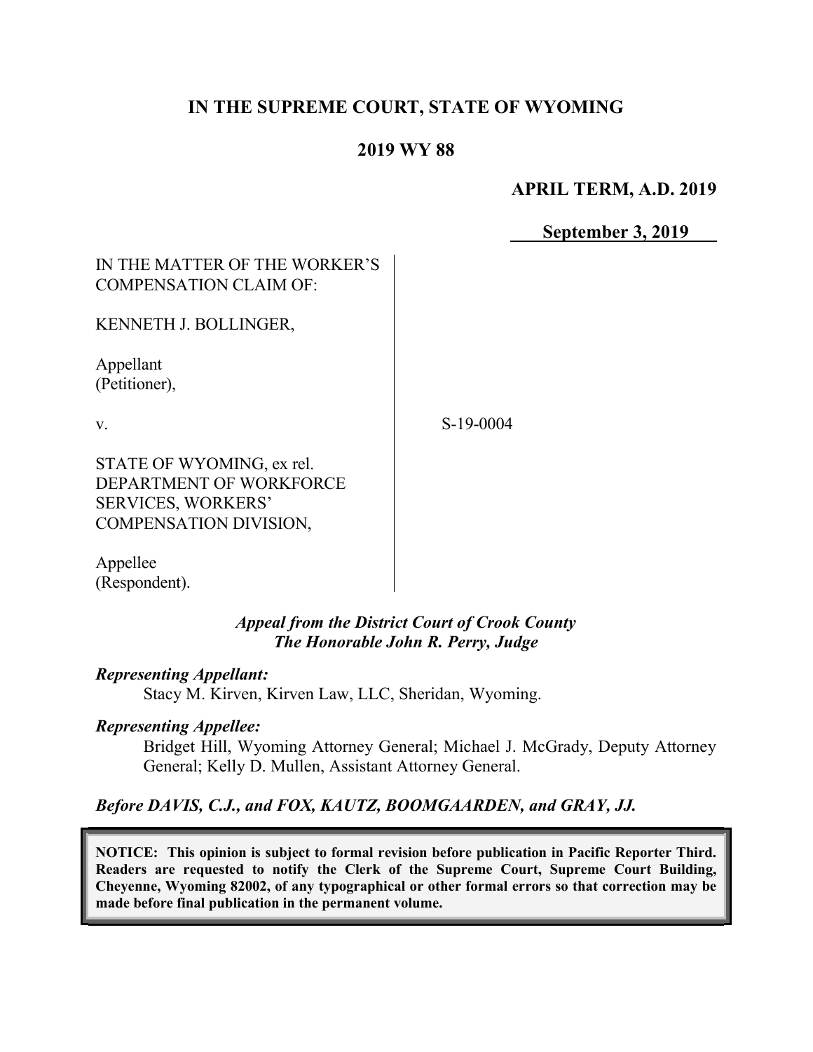**IN THE SUPREME COURT, STATE OF WYOMING**

**2019 WY 88**

**APRIL TERM, A.D. 2019**

**September 3, 2019**

IN THE MATTER OF THE WORKER'S COMPENSATION CLAIM OF:

KENNETH J. BOLLINGER,

Appellant (Petitioner),

v.

STATE OF WYOMING, ex rel. DEPARTMENT OF WORKFORCE SERVICES, WORKERS' COMPENSATION DIVISION,

Appellee (Respondent).

S-19-0004

***Appeal from the District Court of Crook County***
***The Honorable John R. Perry, Judge***

***Representing Appellant:***
Stacy M. Kirven, Kirven Law, LLC, Sheridan, Wyoming.

***Representing Appellee:***
Bridget Hill, Wyoming Attorney General; Michael J. McGrady, Deputy Attorney General; Kelly D. Mullen, Assistant Attorney General.

***Before DAVIS, C.J., and FOX, KAUTZ, BOOMGAARDEN, and GRAY, JJ.***

**NOTICE: This opinion is subject to formal revision before publication in Pacific Reporter Third. Readers are requested to notify the Clerk of the Supreme Court, Supreme Court Building, Cheyenne, Wyoming 82002, of any typographical or other formal errors so that correction may be made before final publication in the permanent volume.**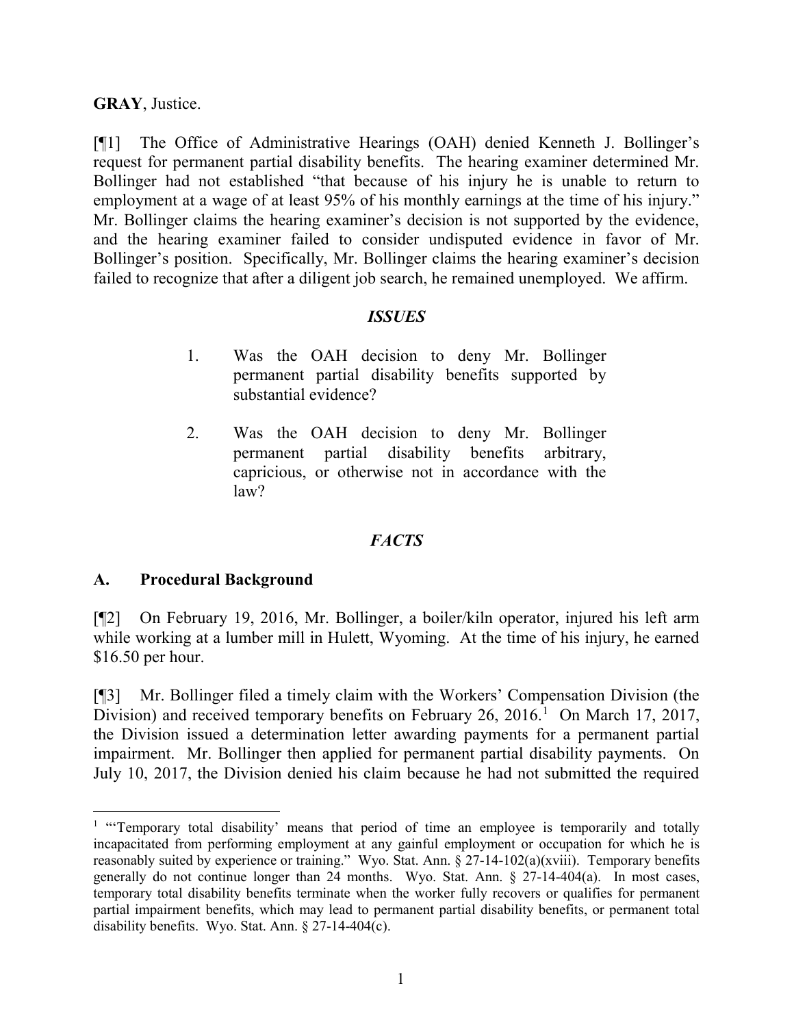**GRAY**, Justice.

[¶1] The Office of Administrative Hearings (OAH) denied Kenneth J. Bollinger's request for permanent partial disability benefits. The hearing examiner determined Mr. Bollinger had not established "that because of his injury he is unable to return to employment at a wage of at least 95% of his monthly earnings at the time of his injury." Mr. Bollinger claims the hearing examiner's decision is not supported by the evidence, and the hearing examiner failed to consider undisputed evidence in favor of Mr. Bollinger's position. Specifically, Mr. Bollinger claims the hearing examiner's decision failed to recognize that after a diligent job search, he remained unemployed. We affirm.

## *ISSUES*

1. Was the OAH decision to deny Mr. Bollinger permanent partial disability benefits supported by substantial evidence?

2. Was the OAH decision to deny Mr. Bollinger permanent partial disability benefits arbitrary, capricious, or otherwise not in accordance with the law?

## *FACTS*

### A. Procedural Background

[¶2] On February 19, 2016, Mr. Bollinger, a boiler/kiln operator, injured his left arm while working at a lumber mill in Hulett, Wyoming. At the time of his injury, he earned $16.50 per hour.

[¶3] Mr. Bollinger filed a timely claim with the Workers' Compensation Division (the Division) and received temporary benefits on February 26, 2016.[1] On March 17, 2017, the Division issued a determination letter awarding payments for a permanent partial impairment. Mr. Bollinger then applied for permanent partial disability payments. On July 10, 2017, the Division denied his claim because he had not submitted the required

---

[1] "'Temporary total disability' means that period of time an employee is temporarily and totally incapacitated from performing employment at any gainful employment or occupation for which he is reasonably suited by experience or training." Wyo. Stat. Ann. § 27-14-102(a)(xviii). Temporary benefits generally do not continue longer than 24 months. Wyo. Stat. Ann. § 27-14-404(a). In most cases, temporary total disability benefits terminate when the worker fully recovers or qualifies for permanent partial impairment benefits, which may lead to permanent partial disability benefits, or permanent total disability benefits. Wyo. Stat. Ann. § 27-14-404(c).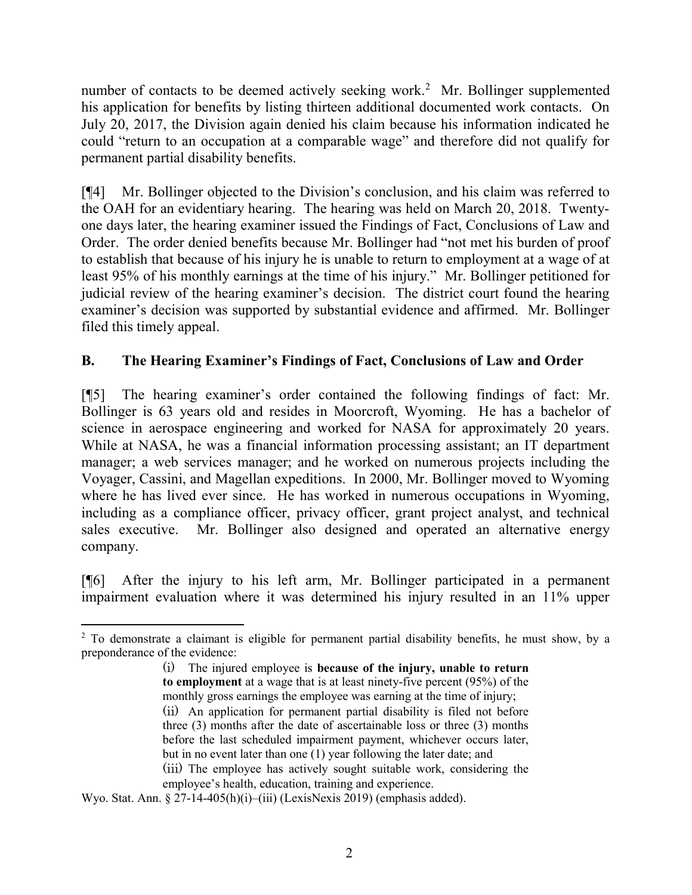number of contacts to be deemed actively seeking work.[2] Mr. Bollinger supplemented his application for benefits by listing thirteen additional documented work contacts. On July 20, 2017, the Division again denied his claim because his information indicated he could "return to an occupation at a comparable wage" and therefore did not qualify for permanent partial disability benefits.

[¶4] Mr. Bollinger objected to the Division's conclusion, and his claim was referred to the OAH for an evidentiary hearing. The hearing was held on March 20, 2018. Twenty-one days later, the hearing examiner issued the Findings of Fact, Conclusions of Law and Order. The order denied benefits because Mr. Bollinger had "not met his burden of proof to establish that because of his injury he is unable to return to employment at a wage of at least 95% of his monthly earnings at the time of his injury." Mr. Bollinger petitioned for judicial review of the hearing examiner's decision. The district court found the hearing examiner's decision was supported by substantial evidence and affirmed. Mr. Bollinger filed this timely appeal.

## B. The Hearing Examiner's Findings of Fact, Conclusions of Law and Order

[¶5] The hearing examiner's order contained the following findings of fact: Mr. Bollinger is 63 years old and resides in Moorcroft, Wyoming. He has a bachelor of science in aerospace engineering and worked for NASA for approximately 20 years. While at NASA, he was a financial information processing assistant; an IT department manager; a web services manager; and he worked on numerous projects including the Voyager, Cassini, and Magellan expeditions. In 2000, Mr. Bollinger moved to Wyoming where he has lived ever since. He has worked in numerous occupations in Wyoming, including as a compliance officer, privacy officer, grant project analyst, and technical sales executive. Mr. Bollinger also designed and operated an alternative energy company.

[¶6] After the injury to his left arm, Mr. Bollinger participated in a permanent impairment evaluation where it was determined his injury resulted in an 11% upper

---

[2] To demonstrate a claimant is eligible for permanent partial disability benefits, he must show, by a preponderance of the evidence:

> (i) The injured employee is **because of the injury, unable to return to employment** at a wage that is at least ninety-five percent (95%) of the monthly gross earnings the employee was earning at the time of injury;
>
> (ii) An application for permanent partial disability is filed not before three (3) months after the date of ascertainable loss or three (3) months before the last scheduled impairment payment, whichever occurs later, but in no event later than one (1) year following the later date; and
>
> (iii) The employee has actively sought suitable work, considering the employee's health, education, training and experience.

Wyo. Stat. Ann. § 27-14-405(h)(i)–(iii) (LexisNexis 2019) (emphasis added).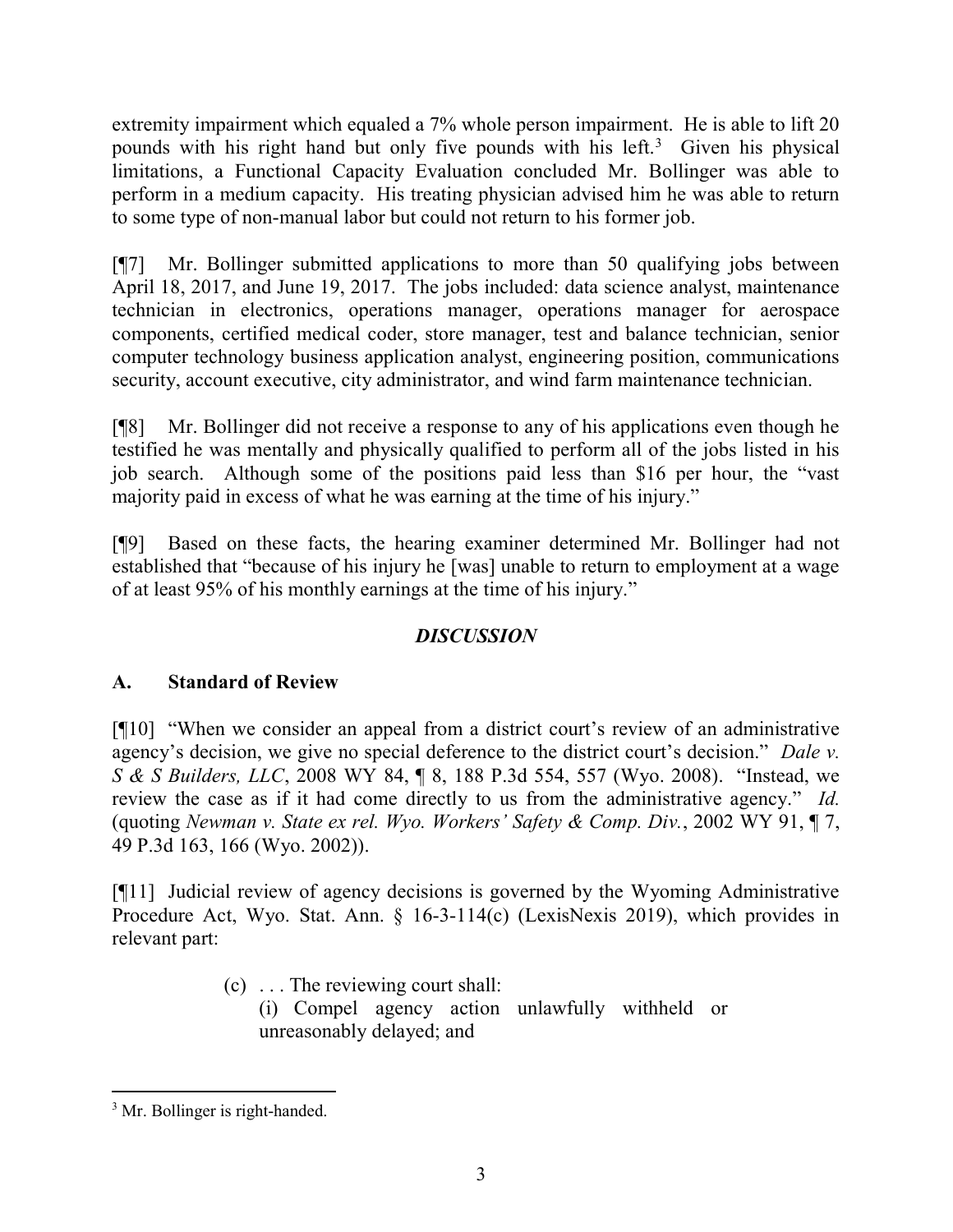extremity impairment which equaled a 7% whole person impairment. He is able to lift 20 pounds with his right hand but only five pounds with his left.[3] Given his physical limitations, a Functional Capacity Evaluation concluded Mr. Bollinger was able to perform in a medium capacity. His treating physician advised him he was able to return to some type of non-manual labor but could not return to his former job.

[¶7] Mr. Bollinger submitted applications to more than 50 qualifying jobs between April 18, 2017, and June 19, 2017. The jobs included: data science analyst, maintenance technician in electronics, operations manager, operations manager for aerospace components, certified medical coder, store manager, test and balance technician, senior computer technology business application analyst, engineering position, communications security, account executive, city administrator, and wind farm maintenance technician.

[¶8] Mr. Bollinger did not receive a response to any of his applications even though he testified he was mentally and physically qualified to perform all of the jobs listed in his job search. Although some of the positions paid less than $16 per hour, the "vast majority paid in excess of what he was earning at the time of his injury."

[¶9] Based on these facts, the hearing examiner determined Mr. Bollinger had not established that "because of his injury he [was] unable to return to employment at a wage of at least 95% of his monthly earnings at the time of his injury."

## *DISCUSSION*

### A. Standard of Review

[¶10] "When we consider an appeal from a district court's review of an administrative agency's decision, we give no special deference to the district court's decision." *Dale v. S & S Builders, LLC*, 2008 WY 84, ¶ 8, 188 P.3d 554, 557 (Wyo. 2008). "Instead, we review the case as if it had come directly to us from the administrative agency." *Id.* (quoting *Newman v. State ex rel. Wyo. Workers' Safety & Comp. Div.*, 2002 WY 91, ¶ 7, 49 P.3d 163, 166 (Wyo. 2002)).

[¶11] Judicial review of agency decisions is governed by the Wyoming Administrative Procedure Act, Wyo. Stat. Ann. § 16-3-114(c) (LexisNexis 2019), which provides in relevant part:

> (c) . . . The reviewing court shall:
> (i) Compel agency action unlawfully withheld or unreasonably delayed; and

---

[3] Mr. Bollinger is right-handed.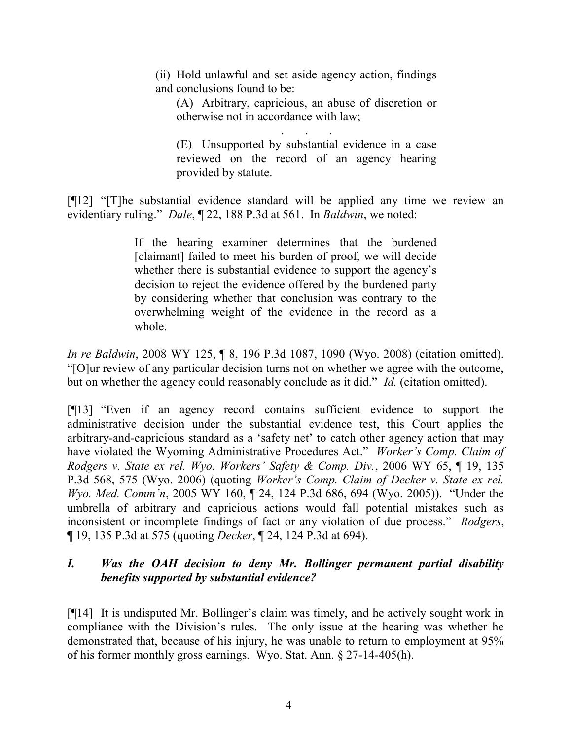> (ii) Hold unlawful and set aside agency action, findings and conclusions found to be:
>
> > (A) Arbitrary, capricious, an abuse of discretion or otherwise not in accordance with law;
> >
> > . . .
> >
> > (E) Unsupported by substantial evidence in a case reviewed on the record of an agency hearing provided by statute.

[¶12] "[T]he substantial evidence standard will be applied any time we review an evidentiary ruling." *Dale*, ¶ 22, 188 P.3d at 561. In *Baldwin*, we noted:

> If the hearing examiner determines that the burdened [claimant] failed to meet his burden of proof, we will decide whether there is substantial evidence to support the agency's decision to reject the evidence offered by the burdened party by considering whether that conclusion was contrary to the overwhelming weight of the evidence in the record as a whole.

*In re Baldwin*, 2008 WY 125, ¶ 8, 196 P.3d 1087, 1090 (Wyo. 2008) (citation omitted). "[O]ur review of any particular decision turns not on whether we agree with the outcome, but on whether the agency could reasonably conclude as it did." *Id.* (citation omitted).

[¶13] "Even if an agency record contains sufficient evidence to support the administrative decision under the substantial evidence test, this Court applies the arbitrary-and-capricious standard as a 'safety net' to catch other agency action that may have violated the Wyoming Administrative Procedures Act." *Worker's Comp. Claim of Rodgers v. State ex rel. Wyo. Workers' Safety & Comp. Div.*, 2006 WY 65, ¶ 19, 135 P.3d 568, 575 (Wyo. 2006) (quoting *Worker's Comp. Claim of Decker v. State ex rel. Wyo. Med. Comm'n*, 2005 WY 160, ¶ 24, 124 P.3d 686, 694 (Wyo. 2005)). "Under the umbrella of arbitrary and capricious actions would fall potential mistakes such as inconsistent or incomplete findings of fact or any violation of due process." *Rodgers*, ¶ 19, 135 P.3d at 575 (quoting *Decker*, ¶ 24, 124 P.3d at 694).

### *I. Was the OAH decision to deny Mr. Bollinger permanent partial disability benefits supported by substantial evidence?*

[¶14] It is undisputed Mr. Bollinger's claim was timely, and he actively sought work in compliance with the Division's rules. The only issue at the hearing was whether he demonstrated that, because of his injury, he was unable to return to employment at 95% of his former monthly gross earnings. Wyo. Stat. Ann. § 27-14-405(h).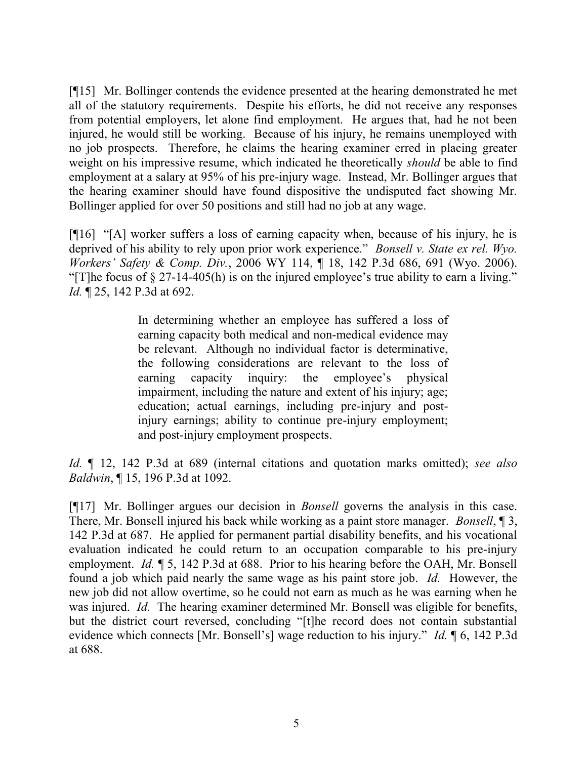[¶15] Mr. Bollinger contends the evidence presented at the hearing demonstrated he met all of the statutory requirements. Despite his efforts, he did not receive any responses from potential employers, let alone find employment. He argues that, had he not been injured, he would still be working. Because of his injury, he remains unemployed with no job prospects. Therefore, he claims the hearing examiner erred in placing greater weight on his impressive resume, which indicated he theoretically *should* be able to find employment at a salary at 95% of his pre-injury wage. Instead, Mr. Bollinger argues that the hearing examiner should have found dispositive the undisputed fact showing Mr. Bollinger applied for over 50 positions and still had no job at any wage.

[¶16] "[A] worker suffers a loss of earning capacity when, because of his injury, he is deprived of his ability to rely upon prior work experience." *Bonsell v. State ex rel. Wyo. Workers' Safety & Comp. Div.*, 2006 WY 114, ¶ 18, 142 P.3d 686, 691 (Wyo. 2006). "[T]he focus of § 27-14-405(h) is on the injured employee's true ability to earn a living." *Id.* ¶ 25, 142 P.3d at 692.

> In determining whether an employee has suffered a loss of earning capacity both medical and non-medical evidence may be relevant. Although no individual factor is determinative, the following considerations are relevant to the loss of earning capacity inquiry: the employee's physical impairment, including the nature and extent of his injury; age; education; actual earnings, including pre-injury and post-injury earnings; ability to continue pre-injury employment; and post-injury employment prospects.

*Id.* ¶ 12, 142 P.3d at 689 (internal citations and quotation marks omitted); *see also Baldwin*, ¶ 15, 196 P.3d at 1092.

[¶17] Mr. Bollinger argues our decision in *Bonsell* governs the analysis in this case. There, Mr. Bonsell injured his back while working as a paint store manager. *Bonsell*, ¶ 3, 142 P.3d at 687. He applied for permanent partial disability benefits, and his vocational evaluation indicated he could return to an occupation comparable to his pre-injury employment. *Id.* ¶ 5, 142 P.3d at 688. Prior to his hearing before the OAH, Mr. Bonsell found a job which paid nearly the same wage as his paint store job. *Id.* However, the new job did not allow overtime, so he could not earn as much as he was earning when he was injured. *Id.* The hearing examiner determined Mr. Bonsell was eligible for benefits, but the district court reversed, concluding "[t]he record does not contain substantial evidence which connects [Mr. Bonsell's] wage reduction to his injury." *Id.* ¶ 6, 142 P.3d at 688.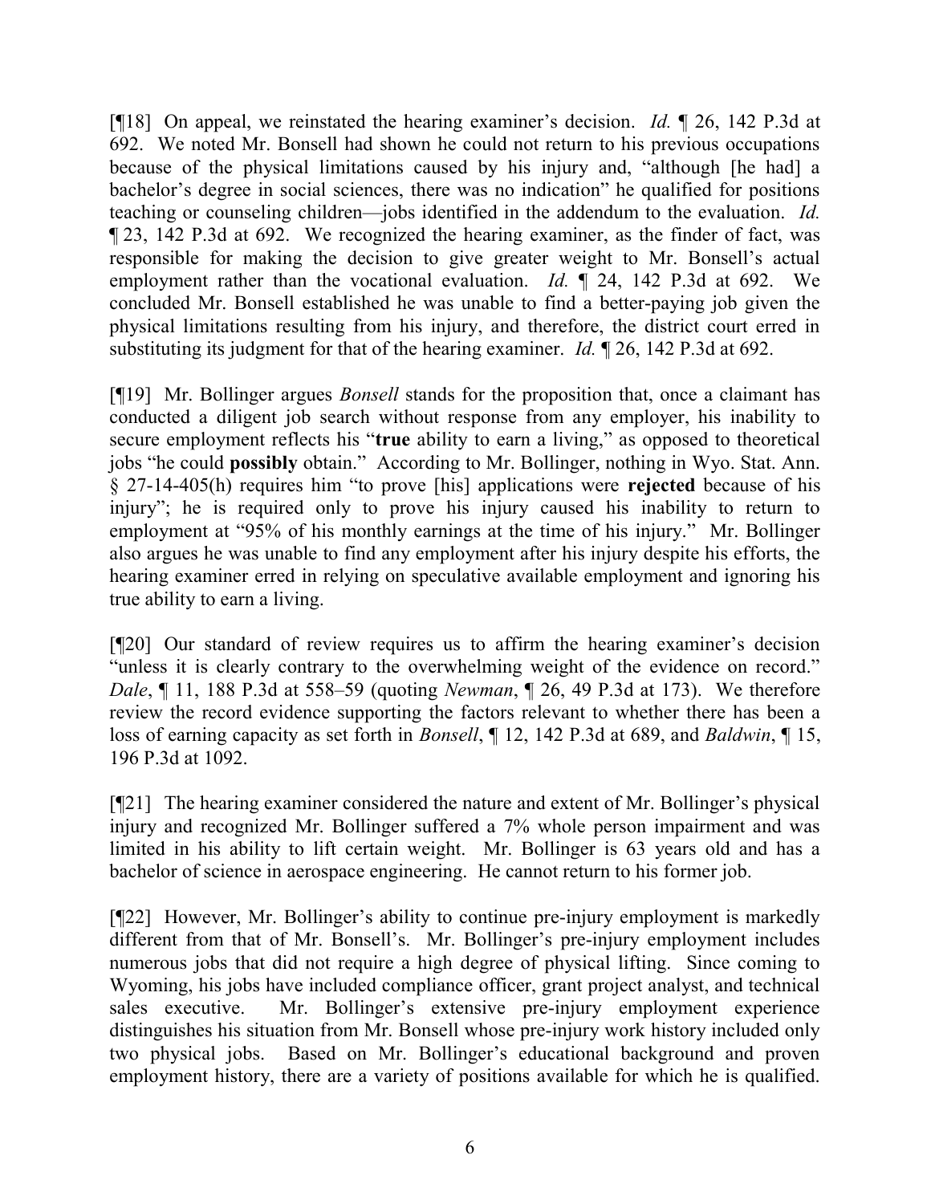[¶18] On appeal, we reinstated the hearing examiner's decision. *Id.* ¶ 26, 142 P.3d at 692. We noted Mr. Bonsell had shown he could not return to his previous occupations because of the physical limitations caused by his injury and, "although [he had] a bachelor's degree in social sciences, there was no indication" he qualified for positions teaching or counseling children—jobs identified in the addendum to the evaluation. *Id.* ¶ 23, 142 P.3d at 692. We recognized the hearing examiner, as the finder of fact, was responsible for making the decision to give greater weight to Mr. Bonsell's actual employment rather than the vocational evaluation. *Id.* ¶ 24, 142 P.3d at 692. We concluded Mr. Bonsell established he was unable to find a better-paying job given the physical limitations resulting from his injury, and therefore, the district court erred in substituting its judgment for that of the hearing examiner. *Id.* ¶ 26, 142 P.3d at 692.

[¶19] Mr. Bollinger argues *Bonsell* stands for the proposition that, once a claimant has conducted a diligent job search without response from any employer, his inability to secure employment reflects his "**true** ability to earn a living," as opposed to theoretical jobs "he could **possibly** obtain." According to Mr. Bollinger, nothing in Wyo. Stat. Ann. § 27-14-405(h) requires him "to prove [his] applications were **rejected** because of his injury"; he is required only to prove his injury caused his inability to return to employment at "95% of his monthly earnings at the time of his injury." Mr. Bollinger also argues he was unable to find any employment after his injury despite his efforts, the hearing examiner erred in relying on speculative available employment and ignoring his true ability to earn a living.

[¶20] Our standard of review requires us to affirm the hearing examiner's decision "unless it is clearly contrary to the overwhelming weight of the evidence on record." *Dale*, ¶ 11, 188 P.3d at 558–59 (quoting *Newman*, ¶ 26, 49 P.3d at 173). We therefore review the record evidence supporting the factors relevant to whether there has been a loss of earning capacity as set forth in *Bonsell*, ¶ 12, 142 P.3d at 689, and *Baldwin*, ¶ 15, 196 P.3d at 1092.

[¶21] The hearing examiner considered the nature and extent of Mr. Bollinger's physical injury and recognized Mr. Bollinger suffered a 7% whole person impairment and was limited in his ability to lift certain weight. Mr. Bollinger is 63 years old and has a bachelor of science in aerospace engineering. He cannot return to his former job.

[¶22] However, Mr. Bollinger's ability to continue pre-injury employment is markedly different from that of Mr. Bonsell's. Mr. Bollinger's pre-injury employment includes numerous jobs that did not require a high degree of physical lifting. Since coming to Wyoming, his jobs have included compliance officer, grant project analyst, and technical sales executive. Mr. Bollinger's extensive pre-injury employment experience distinguishes his situation from Mr. Bonsell whose pre-injury work history included only two physical jobs. Based on Mr. Bollinger's educational background and proven employment history, there are a variety of positions available for which he is qualified.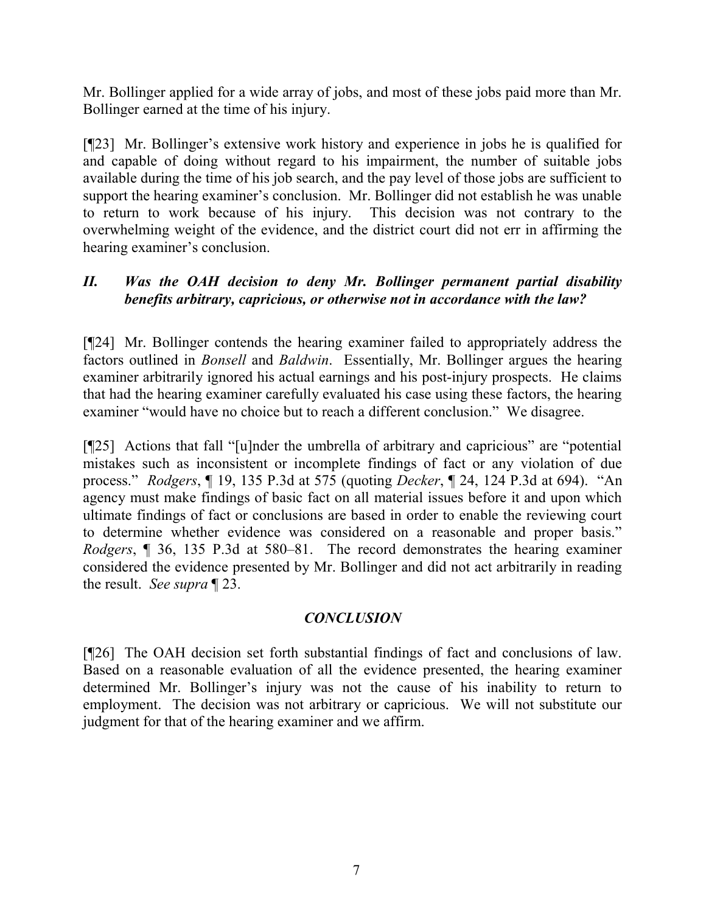Mr. Bollinger applied for a wide array of jobs, and most of these jobs paid more than Mr. Bollinger earned at the time of his injury.

[¶23] Mr. Bollinger's extensive work history and experience in jobs he is qualified for and capable of doing without regard to his impairment, the number of suitable jobs available during the time of his job search, and the pay level of those jobs are sufficient to support the hearing examiner's conclusion. Mr. Bollinger did not establish he was unable to return to work because of his injury. This decision was not contrary to the overwhelming weight of the evidence, and the district court did not err in affirming the hearing examiner's conclusion.

### *II. Was the OAH decision to deny Mr. Bollinger permanent partial disability benefits arbitrary, capricious, or otherwise not in accordance with the law?*

[¶24] Mr. Bollinger contends the hearing examiner failed to appropriately address the factors outlined in *Bonsell* and *Baldwin*. Essentially, Mr. Bollinger argues the hearing examiner arbitrarily ignored his actual earnings and his post-injury prospects. He claims that had the hearing examiner carefully evaluated his case using these factors, the hearing examiner "would have no choice but to reach a different conclusion." We disagree.

[¶25] Actions that fall "[u]nder the umbrella of arbitrary and capricious" are "potential mistakes such as inconsistent or incomplete findings of fact or any violation of due process." *Rodgers*, ¶ 19, 135 P.3d at 575 (quoting *Decker*, ¶ 24, 124 P.3d at 694). "An agency must make findings of basic fact on all material issues before it and upon which ultimate findings of fact or conclusions are based in order to enable the reviewing court to determine whether evidence was considered on a reasonable and proper basis." *Rodgers*, ¶ 36, 135 P.3d at 580–81. The record demonstrates the hearing examiner considered the evidence presented by Mr. Bollinger and did not act arbitrarily in reading the result. *See supra* ¶ 23.

## *CONCLUSION*

[¶26] The OAH decision set forth substantial findings of fact and conclusions of law. Based on a reasonable evaluation of all the evidence presented, the hearing examiner determined Mr. Bollinger's injury was not the cause of his inability to return to employment. The decision was not arbitrary or capricious. We will not substitute our judgment for that of the hearing examiner and we affirm.